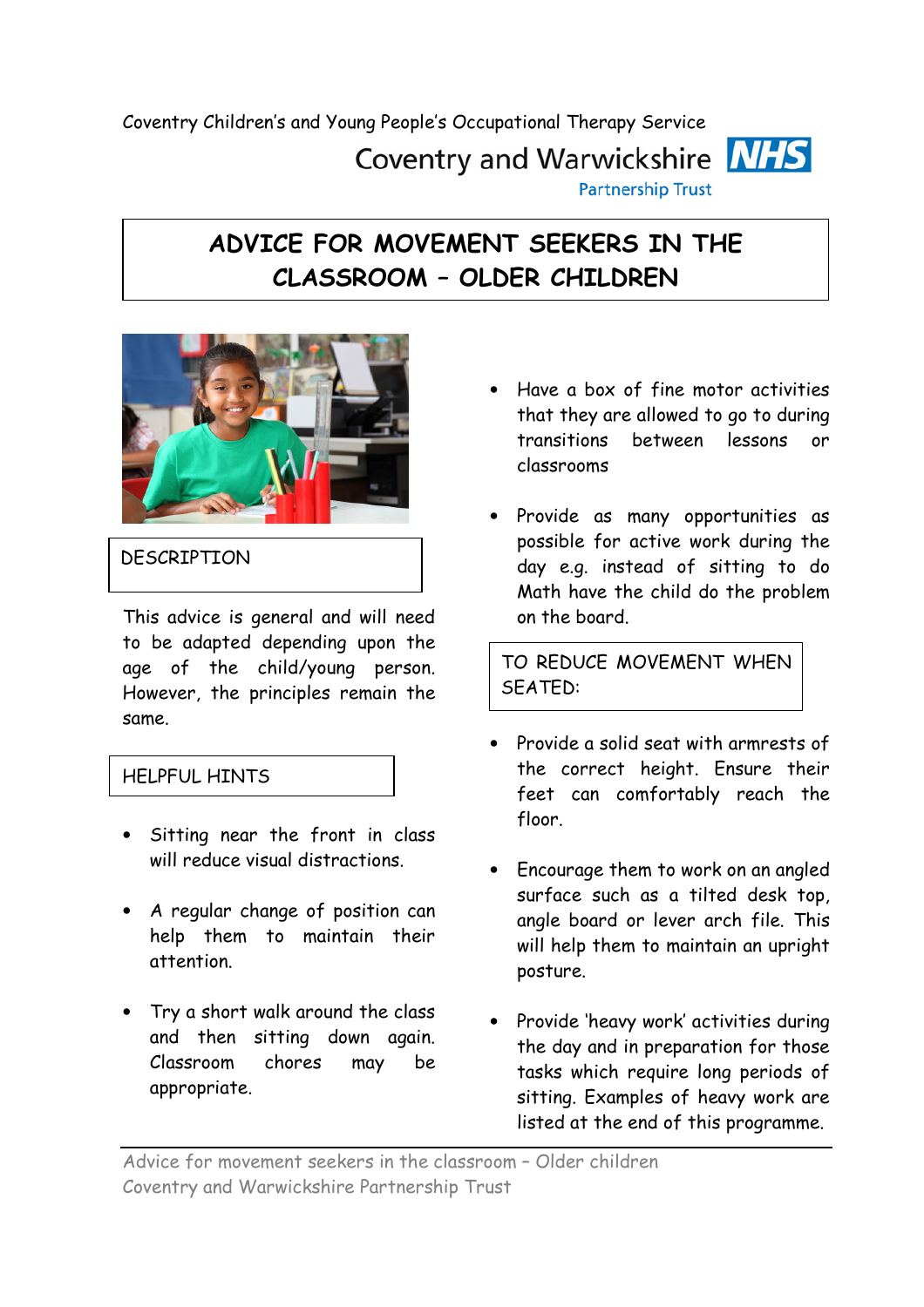Coventry Children's and Young People's Occupational Therapy Service

Coventry and Warwickshire NHS Partnership Trust

# ADVICE FOR MOVEMENT SEEKERS IN THE CLASSROOM – OLDER CHILDREN

## DESCRIPTION

This advice is general and will need to be adapted depending upon the age of the child/young person. However, the principles remain the same.

## HELPFUL HINTS

- Sitting near the front in class will reduce visual distractions.
- A regular change of position can help them to maintain their attention.
- Try a short walk around the class and then sitting down again. Classroom chores may be appropriate.
- Have a box of fine motor activities that they are allowed to go to during transitions between lessons or classrooms
- Provide as many opportunities as possible for active work during the day e.g. instead of sitting to do Math have the child do the problem on the board.

## TO REDUCE MOVEMENT WHEN SEATED:

- Provide a solid seat with armrests of the correct height. Ensure their feet can comfortably reach the floor.
- Encourage them to work on an angled surface such as a tilted desk top, angle board or lever arch file. This will help them to maintain an upright posture.
- Provide 'heavy work' activities during the day and in preparation for those tasks which require long periods of sitting. Examples of heavy work are listed at the end of this programme.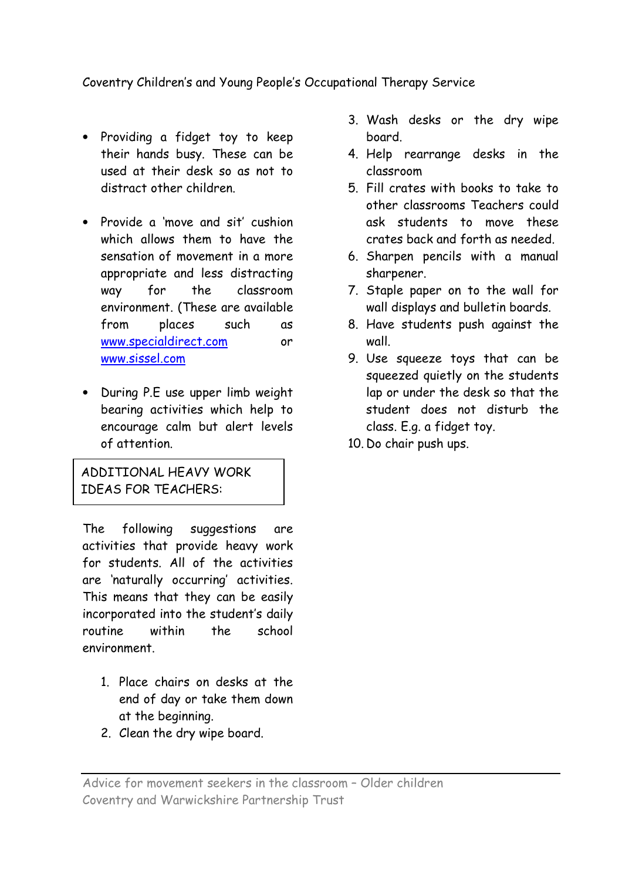- Providing a fidget toy to keep their hands busy. These can be used at their desk so as not to distract other children.

- Provide a 'move and sit' cushion which allows them to have the sensation of movement in a more appropriate and less distracting way for the classroom environment. (These are available from places such as [www.specialdirect.com](http://www.specialdirect.com) or [www.sissel.com](http://www.sissel.com)

- During P.E use upper limb weight bearing activities which help to encourage calm but alert levels of attention.

## ADDITIONAL HEAVY WORK IDEAS FOR TEACHERS:

The following suggestions are activities that provide heavy work for students. All of the activities are 'naturally occurring' activities. This means that they can be easily incorporated into the student's daily routine within the school environment.

1. Place chairs on desks at the end of day or take them down at the beginning.
2. Clean the dry wipe board.
3. Wash desks or the dry wipe board.
4. Help rearrange desks in the classroom
5. Fill crates with books to take to other classrooms Teachers could ask students to move these crates back and forth as needed.
6. Sharpen pencils with a manual sharpener.
7. Staple paper on to the wall for wall displays and bulletin boards.
8. Have students push against the wall.
9. Use squeeze toys that can be squeezed quietly on the students lap or under the desk so that the student does not disturb the class. E.g. a fidget toy.
10. Do chair push ups.